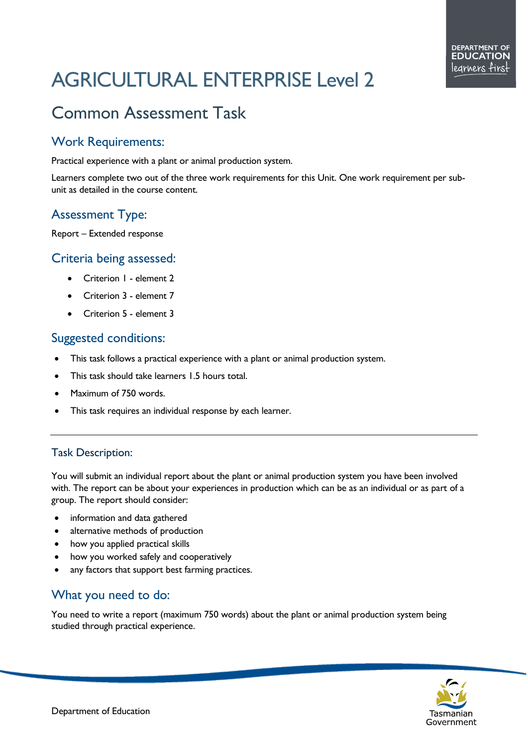# AGRICULTURAL ENTERPRISE Level 2

## Common Assessment Task

### Work Requirements:

Practical experience with a plant or animal production system.

Learners complete two out of the three work requirements for this Unit. One work requirement per sub-unit as detailed in the course content.

### Assessment Type:

Report – Extended response

### Criteria being assessed:

- Criterion 1 - element 2
- Criterion 3 - element 7
- Criterion 5 - element 3

### Suggested conditions:

- This task follows a practical experience with a plant or animal production system.
- This task should take learners 1.5 hours total.
- Maximum of 750 words.
- This task requires an individual response by each learner.

---

### Task Description:

You will submit an individual report about the plant or animal production system you have been involved with. The report can be about your experiences in production which can be as an individual or as part of a group. The report should consider:

- information and data gathered
- alternative methods of production
- how you applied practical skills
- how you worked safely and cooperatively
- any factors that support best farming practices.

### What you need to do:

You need to write a report (maximum 750 words) about the plant or animal production system being studied through practical experience.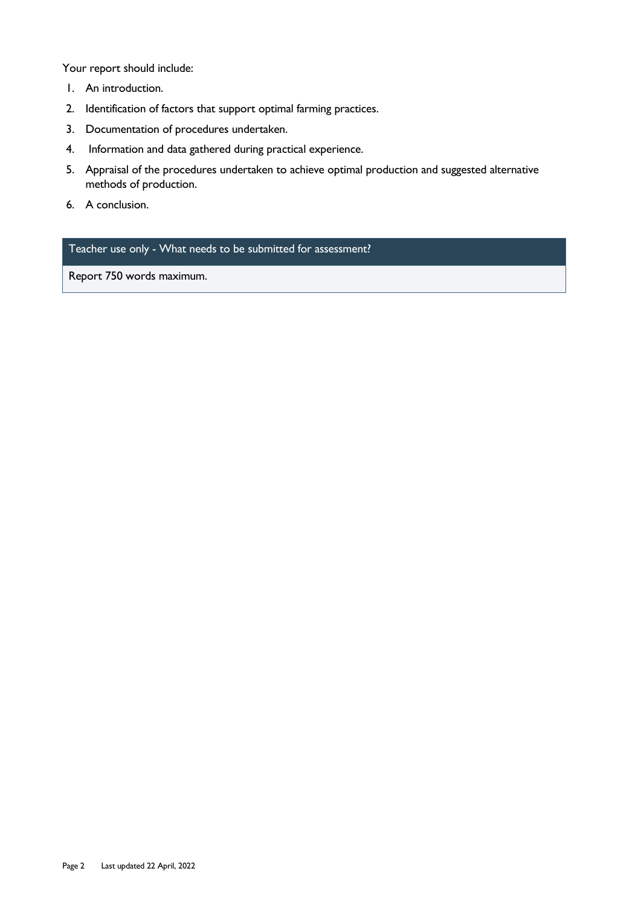Your report should include:

1. An introduction.
2. Identification of factors that support optimal farming practices.
3. Documentation of procedures undertaken.
4. Information and data gathered during practical experience.
5. Appraisal of the procedures undertaken to achieve optimal production and suggested alternative methods of production.
6. A conclusion.

| Teacher use only - What needs to be submitted for assessment? |
| --- |
| Report 750 words maximum. |